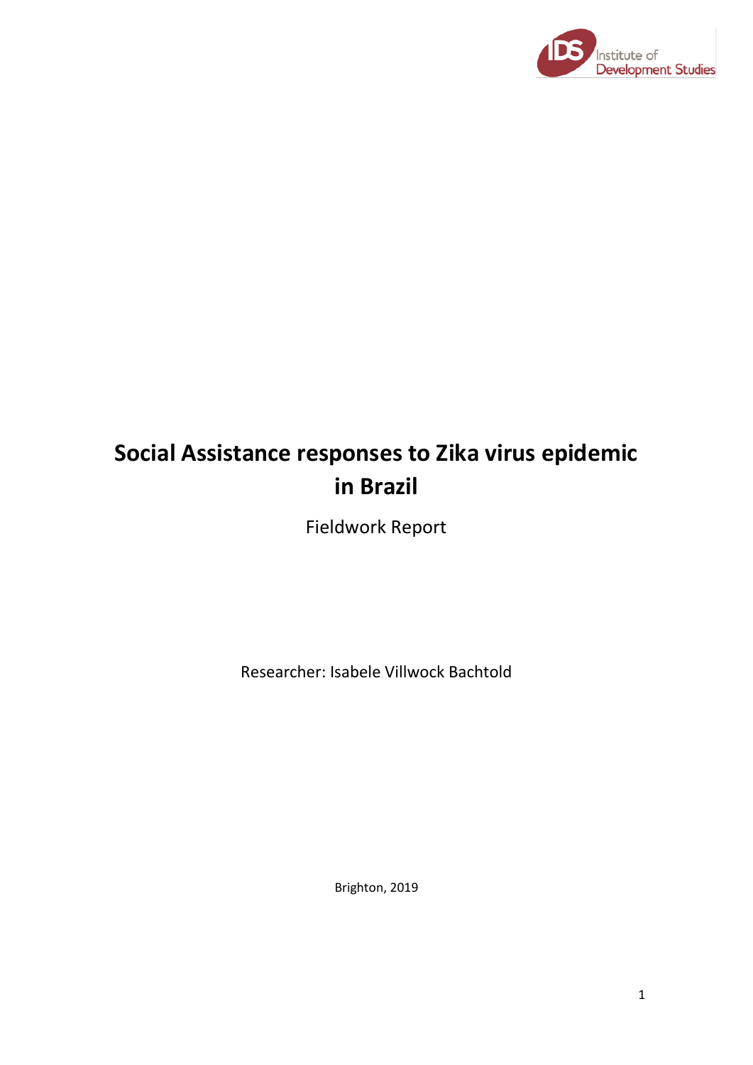Institute of Development Studies

# Social Assistance responses to Zika virus epidemic in Brazil

Fieldwork Report

Researcher: Isabele Villwock Bachtold

Brighton, 2019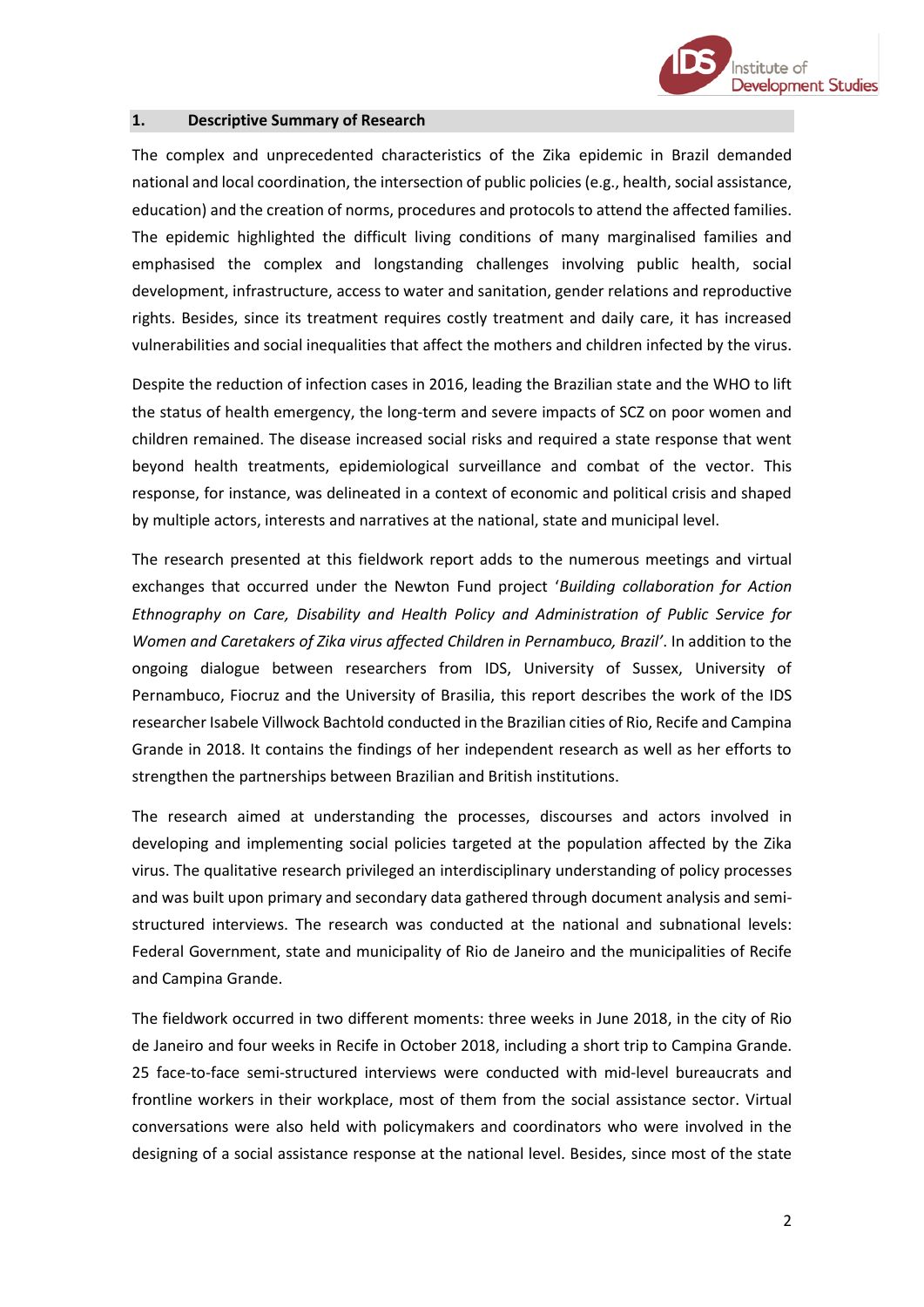## 1. Descriptive Summary of Research

The complex and unprecedented characteristics of the Zika epidemic in Brazil demanded national and local coordination, the intersection of public policies (e.g., health, social assistance, education) and the creation of norms, procedures and protocols to attend the affected families. The epidemic highlighted the difficult living conditions of many marginalised families and emphasised the complex and longstanding challenges involving public health, social development, infrastructure, access to water and sanitation, gender relations and reproductive rights. Besides, since its treatment requires costly treatment and daily care, it has increased vulnerabilities and social inequalities that affect the mothers and children infected by the virus.

Despite the reduction of infection cases in 2016, leading the Brazilian state and the WHO to lift the status of health emergency, the long-term and severe impacts of SCZ on poor women and children remained. The disease increased social risks and required a state response that went beyond health treatments, epidemiological surveillance and combat of the vector. This response, for instance, was delineated in a context of economic and political crisis and shaped by multiple actors, interests and narratives at the national, state and municipal level.

The research presented at this fieldwork report adds to the numerous meetings and virtual exchanges that occurred under the Newton Fund project '*Building collaboration for Action Ethnography on Care, Disability and Health Policy and Administration of Public Service for Women and Caretakers of Zika virus affected Children in Pernambuco, Brazil*'. In addition to the ongoing dialogue between researchers from IDS, University of Sussex, University of Pernambuco, Fiocruz and the University of Brasilia, this report describes the work of the IDS researcher Isabele Villwock Bachtold conducted in the Brazilian cities of Rio, Recife and Campina Grande in 2018. It contains the findings of her independent research as well as her efforts to strengthen the partnerships between Brazilian and British institutions.

The research aimed at understanding the processes, discourses and actors involved in developing and implementing social policies targeted at the population affected by the Zika virus. The qualitative research privileged an interdisciplinary understanding of policy processes and was built upon primary and secondary data gathered through document analysis and semi-structured interviews. The research was conducted at the national and subnational levels: Federal Government, state and municipality of Rio de Janeiro and the municipalities of Recife and Campina Grande.

The fieldwork occurred in two different moments: three weeks in June 2018, in the city of Rio de Janeiro and four weeks in Recife in October 2018, including a short trip to Campina Grande. 25 face-to-face semi-structured interviews were conducted with mid-level bureaucrats and frontline workers in their workplace, most of them from the social assistance sector. Virtual conversations were also held with policymakers and coordinators who were involved in the designing of a social assistance response at the national level. Besides, since most of the state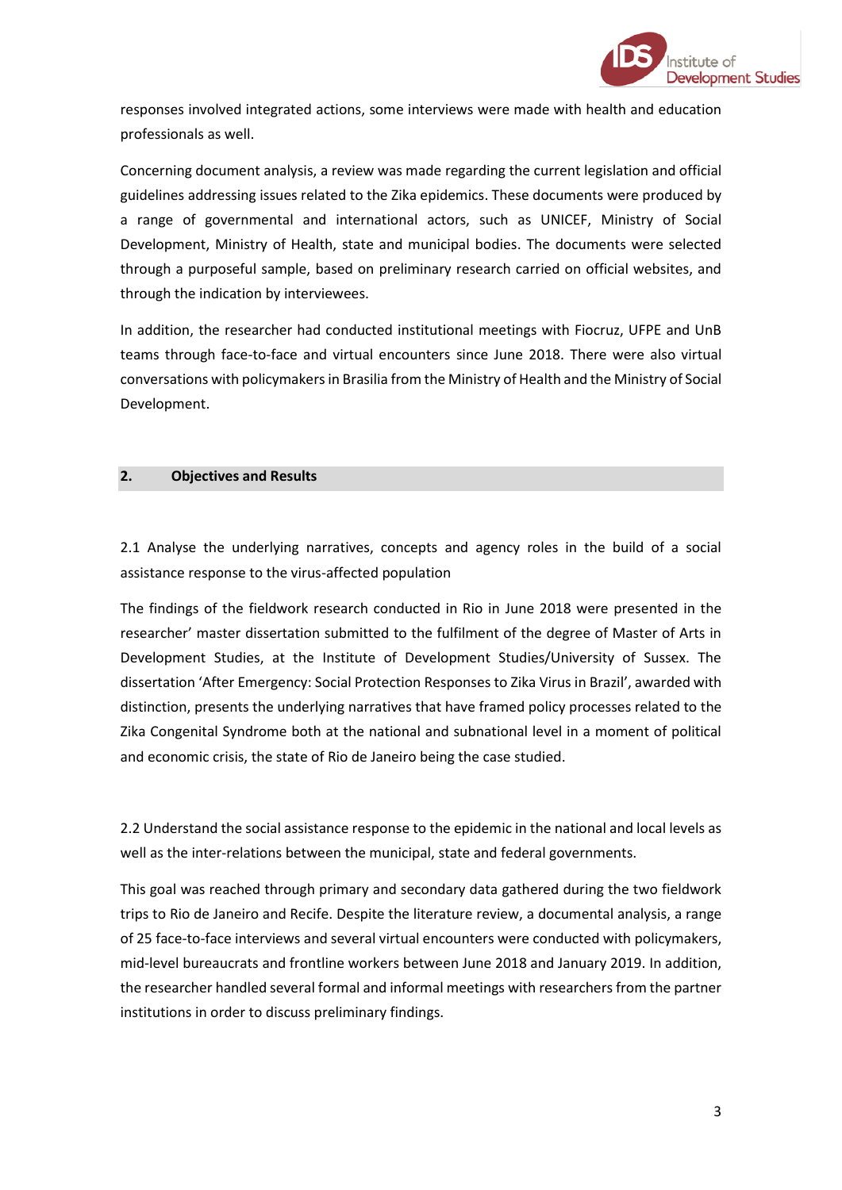responses involved integrated actions, some interviews were made with health and education professionals as well.

Concerning document analysis, a review was made regarding the current legislation and official guidelines addressing issues related to the Zika epidemics. These documents were produced by a range of governmental and international actors, such as UNICEF, Ministry of Social Development, Ministry of Health, state and municipal bodies. The documents were selected through a purposeful sample, based on preliminary research carried on official websites, and through the indication by interviewees.

In addition, the researcher had conducted institutional meetings with Fiocruz, UFPE and UnB teams through face-to-face and virtual encounters since June 2018. There were also virtual conversations with policymakers in Brasilia from the Ministry of Health and the Ministry of Social Development.

## 2. Objectives and Results

2.1 Analyse the underlying narratives, concepts and agency roles in the build of a social assistance response to the virus-affected population

The findings of the fieldwork research conducted in Rio in June 2018 were presented in the researcher' master dissertation submitted to the fulfilment of the degree of Master of Arts in Development Studies, at the Institute of Development Studies/University of Sussex. The dissertation 'After Emergency: Social Protection Responses to Zika Virus in Brazil', awarded with distinction, presents the underlying narratives that have framed policy processes related to the Zika Congenital Syndrome both at the national and subnational level in a moment of political and economic crisis, the state of Rio de Janeiro being the case studied.

2.2 Understand the social assistance response to the epidemic in the national and local levels as well as the inter-relations between the municipal, state and federal governments.

This goal was reached through primary and secondary data gathered during the two fieldwork trips to Rio de Janeiro and Recife. Despite the literature review, a documental analysis, a range of 25 face-to-face interviews and several virtual encounters were conducted with policymakers, mid-level bureaucrats and frontline workers between June 2018 and January 2019. In addition, the researcher handled several formal and informal meetings with researchers from the partner institutions in order to discuss preliminary findings.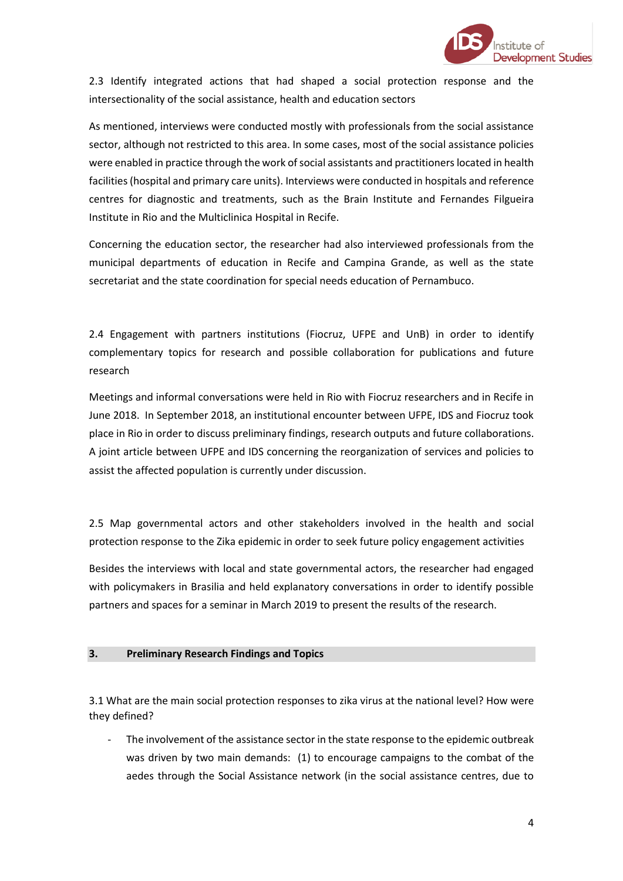2.3 Identify integrated actions that had shaped a social protection response and the intersectionality of the social assistance, health and education sectors

As mentioned, interviews were conducted mostly with professionals from the social assistance sector, although not restricted to this area. In some cases, most of the social assistance policies were enabled in practice through the work of social assistants and practitioners located in health facilities (hospital and primary care units). Interviews were conducted in hospitals and reference centres for diagnostic and treatments, such as the Brain Institute and Fernandes Filgueira Institute in Rio and the Multiclinica Hospital in Recife.

Concerning the education sector, the researcher had also interviewed professionals from the municipal departments of education in Recife and Campina Grande, as well as the state secretariat and the state coordination for special needs education of Pernambuco.

2.4 Engagement with partners institutions (Fiocruz, UFPE and UnB) in order to identify complementary topics for research and possible collaboration for publications and future research

Meetings and informal conversations were held in Rio with Fiocruz researchers and in Recife in June 2018. In September 2018, an institutional encounter between UFPE, IDS and Fiocruz took place in Rio in order to discuss preliminary findings, research outputs and future collaborations. A joint article between UFPE and IDS concerning the reorganization of services and policies to assist the affected population is currently under discussion.

2.5 Map governmental actors and other stakeholders involved in the health and social protection response to the Zika epidemic in order to seek future policy engagement activities

Besides the interviews with local and state governmental actors, the researcher had engaged with policymakers in Brasilia and held explanatory conversations in order to identify possible partners and spaces for a seminar in March 2019 to present the results of the research.

## 3. Preliminary Research Findings and Topics

3.1 What are the main social protection responses to zika virus at the national level? How were they defined?

- The involvement of the assistance sector in the state response to the epidemic outbreak was driven by two main demands: (1) to encourage campaigns to the combat of the aedes through the Social Assistance network (in the social assistance centres, due to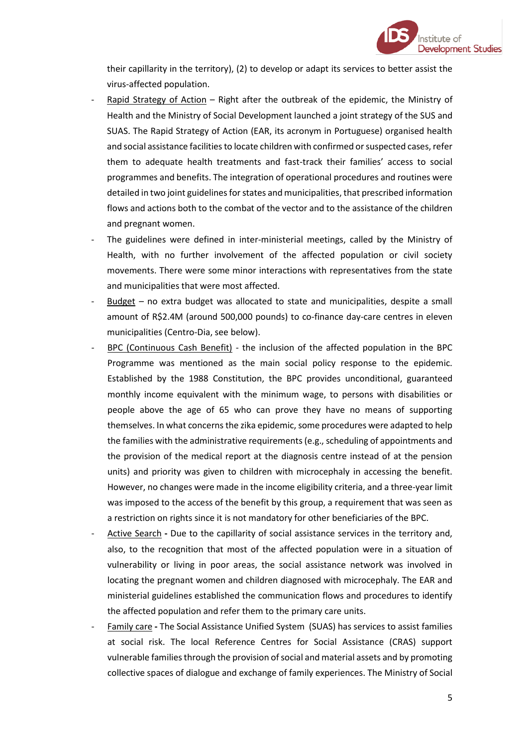their capillarity in the territory), (2) to develop or adapt its services to better assist the virus-affected population.

- Rapid Strategy of Action – Right after the outbreak of the epidemic, the Ministry of Health and the Ministry of Social Development launched a joint strategy of the SUS and SUAS. The Rapid Strategy of Action (EAR, its acronym in Portuguese) organised health and social assistance facilities to locate children with confirmed or suspected cases, refer them to adequate health treatments and fast-track their families' access to social programmes and benefits. The integration of operational procedures and routines were detailed in two joint guidelines for states and municipalities, that prescribed information flows and actions both to the combat of the vector and to the assistance of the children and pregnant women.
- The guidelines were defined in inter-ministerial meetings, called by the Ministry of Health, with no further involvement of the affected population or civil society movements. There were some minor interactions with representatives from the state and municipalities that were most affected.
- Budget – no extra budget was allocated to state and municipalities, despite a small amount of R$2.4M (around 500,000 pounds) to co-finance day-care centres in eleven municipalities (Centro-Dia, see below).
- BPC (Continuous Cash Benefit) - the inclusion of the affected population in the BPC Programme was mentioned as the main social policy response to the epidemic. Established by the 1988 Constitution, the BPC provides unconditional, guaranteed monthly income equivalent with the minimum wage, to persons with disabilities or people above the age of 65 who can prove they have no means of supporting themselves. In what concerns the zika epidemic, some procedures were adapted to help the families with the administrative requirements (e.g., scheduling of appointments and the provision of the medical report at the diagnosis centre instead of at the pension units) and priority was given to children with microcephaly in accessing the benefit. However, no changes were made in the income eligibility criteria, and a three-year limit was imposed to the access of the benefit by this group, a requirement that was seen as a restriction on rights since it is not mandatory for other beneficiaries of the BPC.
- Active Search **-** Due to the capillarity of social assistance services in the territory and, also, to the recognition that most of the affected population were in a situation of vulnerability or living in poor areas, the social assistance network was involved in locating the pregnant women and children diagnosed with microcephaly. The EAR and ministerial guidelines established the communication flows and procedures to identify the affected population and refer them to the primary care units.
- Family care **-** The Social Assistance Unified System (SUAS) has services to assist families at social risk. The local Reference Centres for Social Assistance (CRAS) support vulnerable families through the provision of social and material assets and by promoting collective spaces of dialogue and exchange of family experiences. The Ministry of Social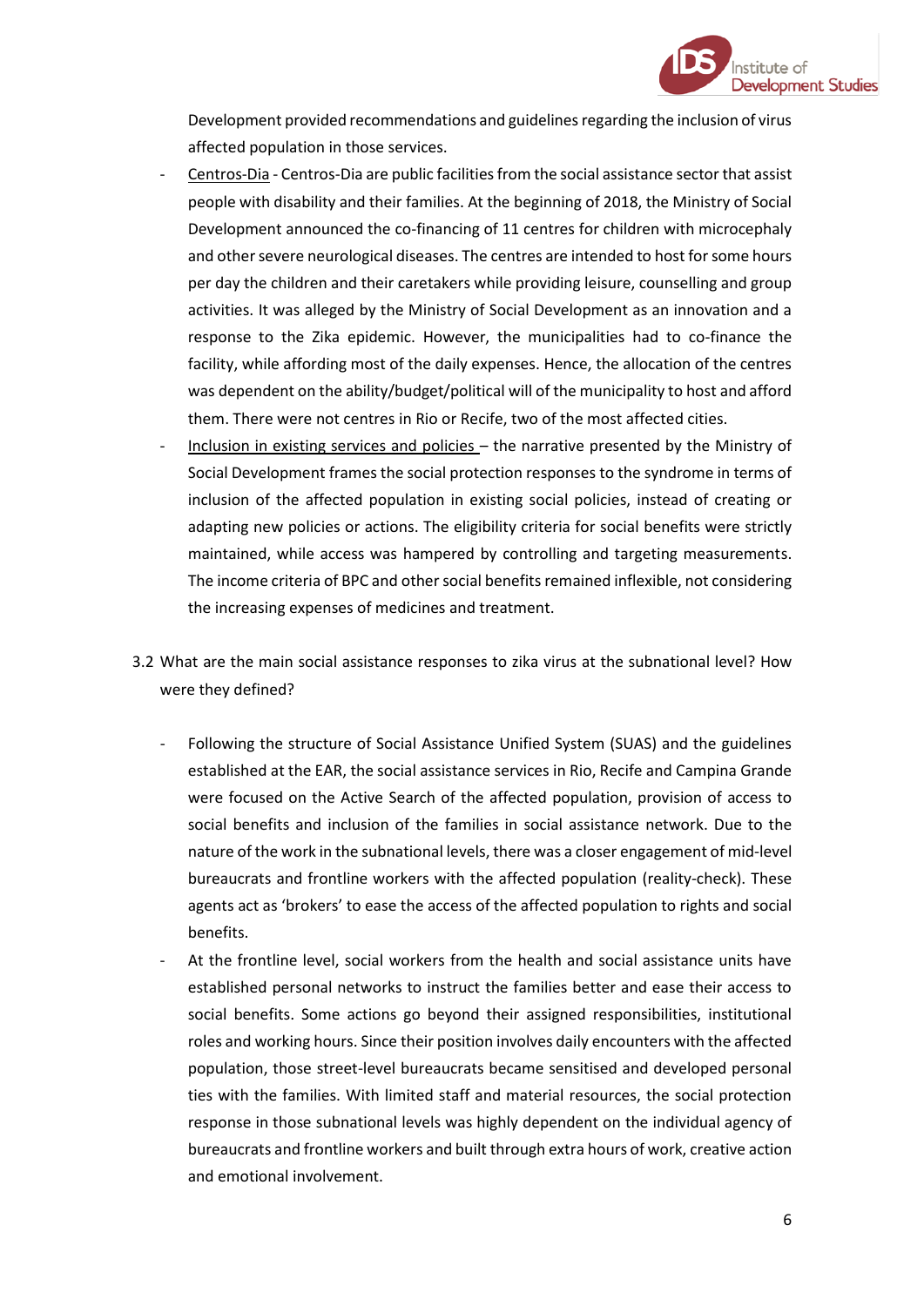Development provided recommendations and guidelines regarding the inclusion of virus affected population in those services.

- Centros-Dia - Centros-Dia are public facilities from the social assistance sector that assist people with disability and their families. At the beginning of 2018, the Ministry of Social Development announced the co-financing of 11 centres for children with microcephaly and other severe neurological diseases. The centres are intended to host for some hours per day the children and their caretakers while providing leisure, counselling and group activities. It was alleged by the Ministry of Social Development as an innovation and a response to the Zika epidemic. However, the municipalities had to co-finance the facility, while affording most of the daily expenses. Hence, the allocation of the centres was dependent on the ability/budget/political will of the municipality to host and afford them. There were not centres in Rio or Recife, two of the most affected cities.
- Inclusion in existing services and policies – the narrative presented by the Ministry of Social Development frames the social protection responses to the syndrome in terms of inclusion of the affected population in existing social policies, instead of creating or adapting new policies or actions. The eligibility criteria for social benefits were strictly maintained, while access was hampered by controlling and targeting measurements. The income criteria of BPC and other social benefits remained inflexible, not considering the increasing expenses of medicines and treatment.

3.2 What are the main social assistance responses to zika virus at the subnational level? How were they defined?

- Following the structure of Social Assistance Unified System (SUAS) and the guidelines established at the EAR, the social assistance services in Rio, Recife and Campina Grande were focused on the Active Search of the affected population, provision of access to social benefits and inclusion of the families in social assistance network. Due to the nature of the work in the subnational levels, there was a closer engagement of mid-level bureaucrats and frontline workers with the affected population (reality-check). These agents act as 'brokers' to ease the access of the affected population to rights and social benefits.
- At the frontline level, social workers from the health and social assistance units have established personal networks to instruct the families better and ease their access to social benefits. Some actions go beyond their assigned responsibilities, institutional roles and working hours. Since their position involves daily encounters with the affected population, those street-level bureaucrats became sensitised and developed personal ties with the families. With limited staff and material resources, the social protection response in those subnational levels was highly dependent on the individual agency of bureaucrats and frontline workers and built through extra hours of work, creative action and emotional involvement.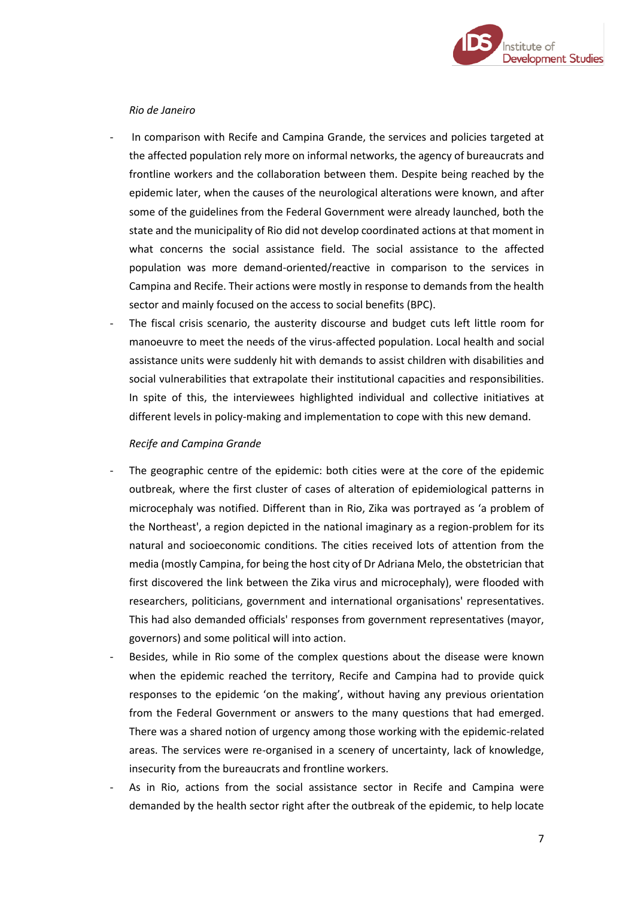*Rio de Janeiro*

- In comparison with Recife and Campina Grande, the services and policies targeted at the affected population rely more on informal networks, the agency of bureaucrats and frontline workers and the collaboration between them. Despite being reached by the epidemic later, when the causes of the neurological alterations were known, and after some of the guidelines from the Federal Government were already launched, both the state and the municipality of Rio did not develop coordinated actions at that moment in what concerns the social assistance field. The social assistance to the affected population was more demand-oriented/reactive in comparison to the services in Campina and Recife. Their actions were mostly in response to demands from the health sector and mainly focused on the access to social benefits (BPC).
- The fiscal crisis scenario, the austerity discourse and budget cuts left little room for manoeuvre to meet the needs of the virus-affected population. Local health and social assistance units were suddenly hit with demands to assist children with disabilities and social vulnerabilities that extrapolate their institutional capacities and responsibilities. In spite of this, the interviewees highlighted individual and collective initiatives at different levels in policy-making and implementation to cope with this new demand.

*Recife and Campina Grande*

- The geographic centre of the epidemic: both cities were at the core of the epidemic outbreak, where the first cluster of cases of alteration of epidemiological patterns in microcephaly was notified. Different than in Rio, Zika was portrayed as 'a problem of the Northeast', a region depicted in the national imaginary as a region-problem for its natural and socioeconomic conditions. The cities received lots of attention from the media (mostly Campina, for being the host city of Dr Adriana Melo, the obstetrician that first discovered the link between the Zika virus and microcephaly), were flooded with researchers, politicians, government and international organisations' representatives. This had also demanded officials' responses from government representatives (mayor, governors) and some political will into action.
- Besides, while in Rio some of the complex questions about the disease were known when the epidemic reached the territory, Recife and Campina had to provide quick responses to the epidemic 'on the making', without having any previous orientation from the Federal Government or answers to the many questions that had emerged. There was a shared notion of urgency among those working with the epidemic-related areas. The services were re-organised in a scenery of uncertainty, lack of knowledge, insecurity from the bureaucrats and frontline workers.
- As in Rio, actions from the social assistance sector in Recife and Campina were demanded by the health sector right after the outbreak of the epidemic, to help locate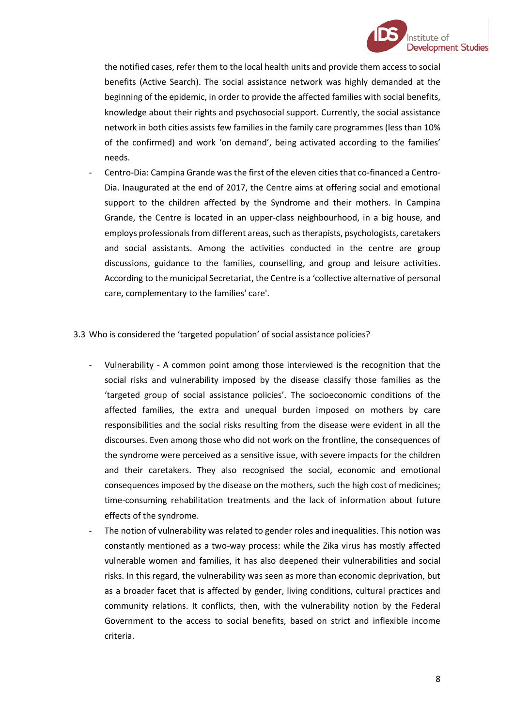the notified cases, refer them to the local health units and provide them access to social benefits (Active Search). The social assistance network was highly demanded at the beginning of the epidemic, in order to provide the affected families with social benefits, knowledge about their rights and psychosocial support. Currently, the social assistance network in both cities assists few families in the family care programmes (less than 10% of the confirmed) and work 'on demand', being activated according to the families' needs.

- Centro-Dia: Campina Grande was the first of the eleven cities that co-financed a Centro-Dia. Inaugurated at the end of 2017, the Centre aims at offering social and emotional support to the children affected by the Syndrome and their mothers. In Campina Grande, the Centre is located in an upper-class neighbourhood, in a big house, and employs professionals from different areas, such as therapists, psychologists, caretakers and social assistants. Among the activities conducted in the centre are group discussions, guidance to the families, counselling, and group and leisure activities. According to the municipal Secretariat, the Centre is a 'collective alternative of personal care, complementary to the families' care'.

3.3 Who is considered the 'targeted population' of social assistance policies?

- Vulnerability - A common point among those interviewed is the recognition that the social risks and vulnerability imposed by the disease classify those families as the 'targeted group of social assistance policies'. The socioeconomic conditions of the affected families, the extra and unequal burden imposed on mothers by care responsibilities and the social risks resulting from the disease were evident in all the discourses. Even among those who did not work on the frontline, the consequences of the syndrome were perceived as a sensitive issue, with severe impacts for the children and their caretakers. They also recognised the social, economic and emotional consequences imposed by the disease on the mothers, such the high cost of medicines; time-consuming rehabilitation treatments and the lack of information about future effects of the syndrome.
- The notion of vulnerability was related to gender roles and inequalities. This notion was constantly mentioned as a two-way process: while the Zika virus has mostly affected vulnerable women and families, it has also deepened their vulnerabilities and social risks. In this regard, the vulnerability was seen as more than economic deprivation, but as a broader facet that is affected by gender, living conditions, cultural practices and community relations. It conflicts, then, with the vulnerability notion by the Federal Government to the access to social benefits, based on strict and inflexible income criteria.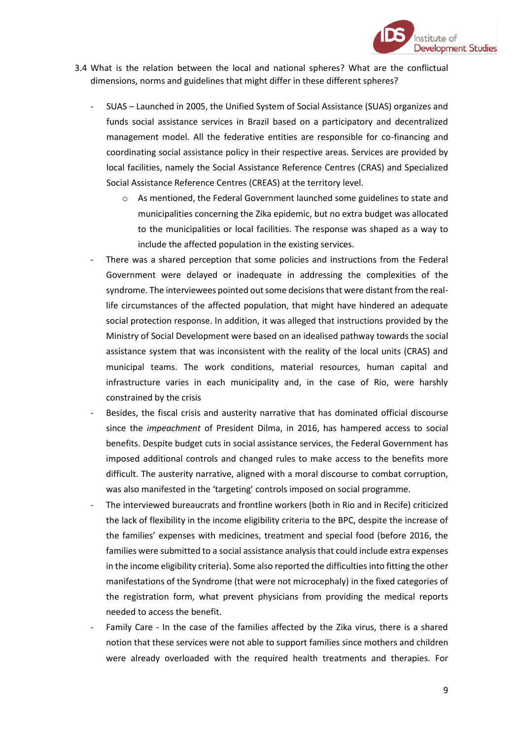3.4 What is the relation between the local and national spheres? What are the conflictual dimensions, norms and guidelines that might differ in these different spheres?

- SUAS – Launched in 2005, the Unified System of Social Assistance (SUAS) organizes and funds social assistance services in Brazil based on a participatory and decentralized management model. All the federative entities are responsible for co-financing and coordinating social assistance policy in their respective areas. Services are provided by local facilities, namely the Social Assistance Reference Centres (CRAS) and Specialized Social Assistance Reference Centres (CREAS) at the territory level.
    - As mentioned, the Federal Government launched some guidelines to state and municipalities concerning the Zika epidemic, but no extra budget was allocated to the municipalities or local facilities. The response was shaped as a way to include the affected population in the existing services.
- There was a shared perception that some policies and instructions from the Federal Government were delayed or inadequate in addressing the complexities of the syndrome. The interviewees pointed out some decisions that were distant from the real-life circumstances of the affected population, that might have hindered an adequate social protection response. In addition, it was alleged that instructions provided by the Ministry of Social Development were based on an idealised pathway towards the social assistance system that was inconsistent with the reality of the local units (CRAS) and municipal teams. The work conditions, material resources, human capital and infrastructure varies in each municipality and, in the case of Rio, were harshly constrained by the crisis
- Besides, the fiscal crisis and austerity narrative that has dominated official discourse since the *impeachment* of President Dilma, in 2016, has hampered access to social benefits. Despite budget cuts in social assistance services, the Federal Government has imposed additional controls and changed rules to make access to the benefits more difficult. The austerity narrative, aligned with a moral discourse to combat corruption, was also manifested in the 'targeting' controls imposed on social programme.
- The interviewed bureaucrats and frontline workers (both in Rio and in Recife) criticized the lack of flexibility in the income eligibility criteria to the BPC, despite the increase of the families' expenses with medicines, treatment and special food (before 2016, the families were submitted to a social assistance analysis that could include extra expenses in the income eligibility criteria). Some also reported the difficulties into fitting the other manifestations of the Syndrome (that were not microcephaly) in the fixed categories of the registration form, what prevent physicians from providing the medical reports needed to access the benefit.
- Family Care - In the case of the families affected by the Zika virus, there is a shared notion that these services were not able to support families since mothers and children were already overloaded with the required health treatments and therapies. For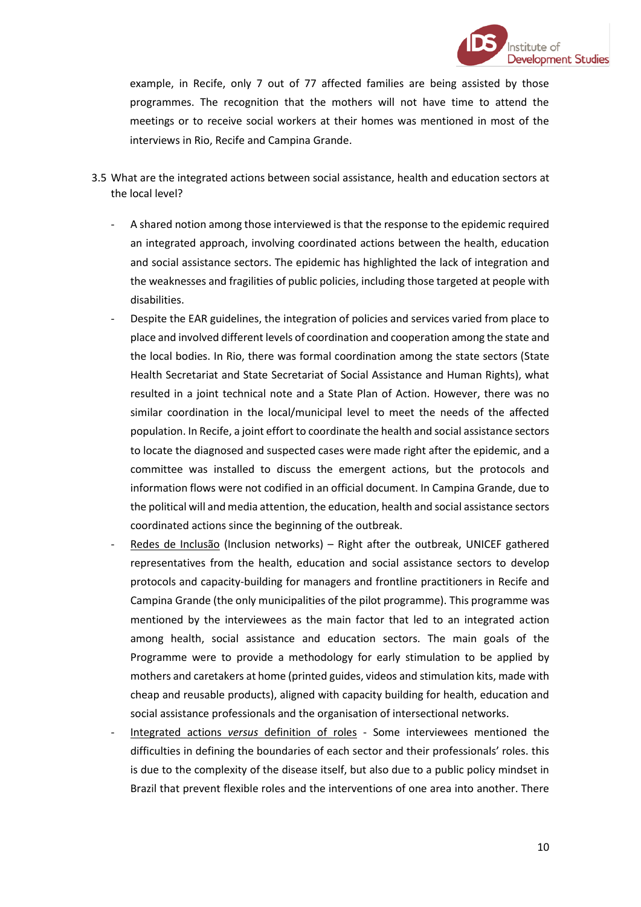example, in Recife, only 7 out of 77 affected families are being assisted by those programmes. The recognition that the mothers will not have time to attend the meetings or to receive social workers at their homes was mentioned in most of the interviews in Rio, Recife and Campina Grande.

3.5 What are the integrated actions between social assistance, health and education sectors at the local level?

- A shared notion among those interviewed is that the response to the epidemic required an integrated approach, involving coordinated actions between the health, education and social assistance sectors. The epidemic has highlighted the lack of integration and the weaknesses and fragilities of public policies, including those targeted at people with disabilities.
- Despite the EAR guidelines, the integration of policies and services varied from place to place and involved different levels of coordination and cooperation among the state and the local bodies. In Rio, there was formal coordination among the state sectors (State Health Secretariat and State Secretariat of Social Assistance and Human Rights), what resulted in a joint technical note and a State Plan of Action. However, there was no similar coordination in the local/municipal level to meet the needs of the affected population. In Recife, a joint effort to coordinate the health and social assistance sectors to locate the diagnosed and suspected cases were made right after the epidemic, and a committee was installed to discuss the emergent actions, but the protocols and information flows were not codified in an official document. In Campina Grande, due to the political will and media attention, the education, health and social assistance sectors coordinated actions since the beginning of the outbreak.
- <u>Redes de Inclusão</u> (Inclusion networks) – Right after the outbreak, UNICEF gathered representatives from the health, education and social assistance sectors to develop protocols and capacity-building for managers and frontline practitioners in Recife and Campina Grande (the only municipalities of the pilot programme). This programme was mentioned by the interviewees as the main factor that led to an integrated action among health, social assistance and education sectors. The main goals of the Programme were to provide a methodology for early stimulation to be applied by mothers and caretakers at home (printed guides, videos and stimulation kits, made with cheap and reusable products), aligned with capacity building for health, education and social assistance professionals and the organisation of intersectional networks.
- <u>Integrated actions *versus* definition of roles</u> - Some interviewees mentioned the difficulties in defining the boundaries of each sector and their professionals' roles. this is due to the complexity of the disease itself, but also due to a public policy mindset in Brazil that prevent flexible roles and the interventions of one area into another. There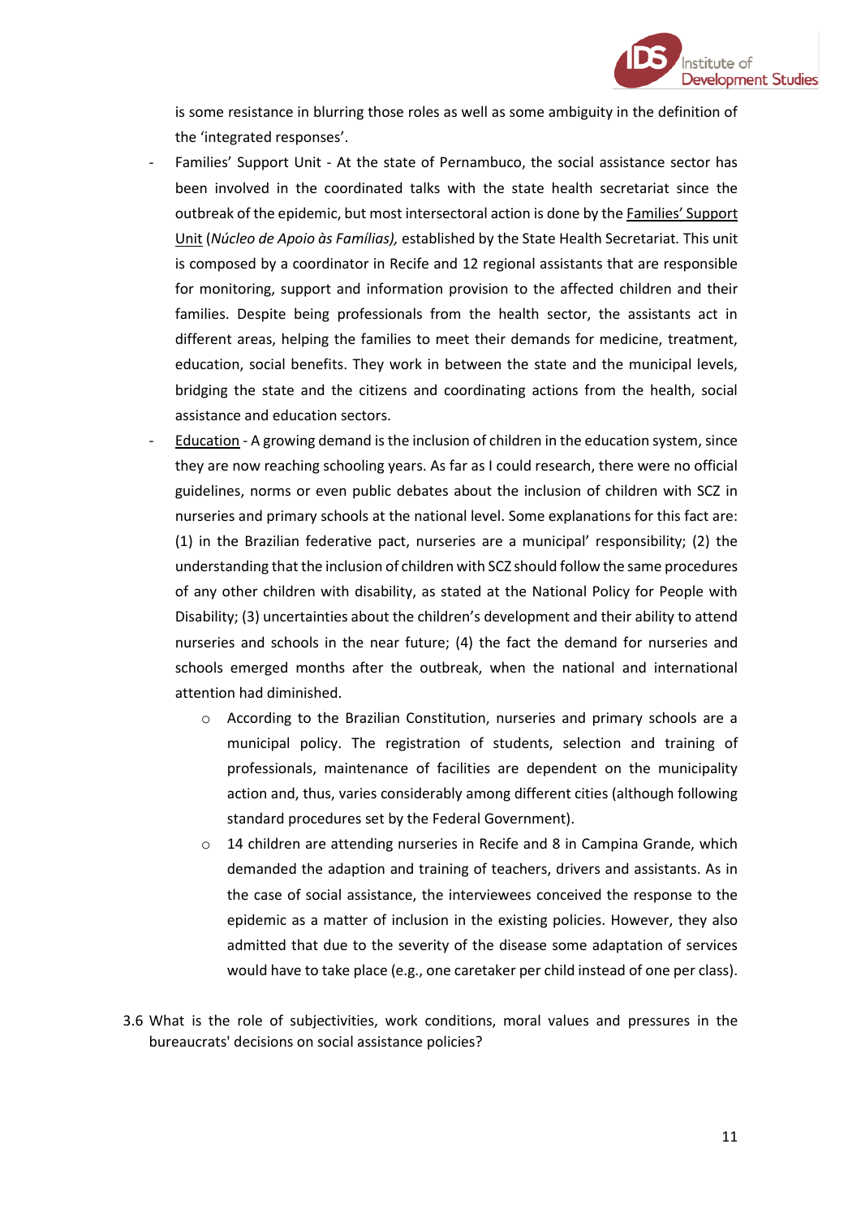is some resistance in blurring those roles as well as some ambiguity in the definition of the 'integrated responses'.

- Families' Support Unit - At the state of Pernambuco, the social assistance sector has been involved in the coordinated talks with the state health secretariat since the outbreak of the epidemic, but most intersectoral action is done by the Families' Support Unit (*Núcleo de Apoio às Famílias),* established by the State Health Secretariat. This unit is composed by a coordinator in Recife and 12 regional assistants that are responsible for monitoring, support and information provision to the affected children and their families. Despite being professionals from the health sector, the assistants act in different areas, helping the families to meet their demands for medicine, treatment, education, social benefits. They work in between the state and the municipal levels, bridging the state and the citizens and coordinating actions from the health, social assistance and education sectors.
- Education - A growing demand is the inclusion of children in the education system, since they are now reaching schooling years. As far as I could research, there were no official guidelines, norms or even public debates about the inclusion of children with SCZ in nurseries and primary schools at the national level. Some explanations for this fact are: (1) in the Brazilian federative pact, nurseries are a municipal' responsibility; (2) the understanding that the inclusion of children with SCZ should follow the same procedures of any other children with disability, as stated at the National Policy for People with Disability; (3) uncertainties about the children's development and their ability to attend nurseries and schools in the near future; (4) the fact the demand for nurseries and schools emerged months after the outbreak, when the national and international attention had diminished.
    - According to the Brazilian Constitution, nurseries and primary schools are a municipal policy. The registration of students, selection and training of professionals, maintenance of facilities are dependent on the municipality action and, thus, varies considerably among different cities (although following standard procedures set by the Federal Government).
    - 14 children are attending nurseries in Recife and 8 in Campina Grande, which demanded the adaption and training of teachers, drivers and assistants. As in the case of social assistance, the interviewees conceived the response to the epidemic as a matter of inclusion in the existing policies. However, they also admitted that due to the severity of the disease some adaptation of services would have to take place (e.g., one caretaker per child instead of one per class).

3.6 What is the role of subjectivities, work conditions, moral values and pressures in the bureaucrats' decisions on social assistance policies?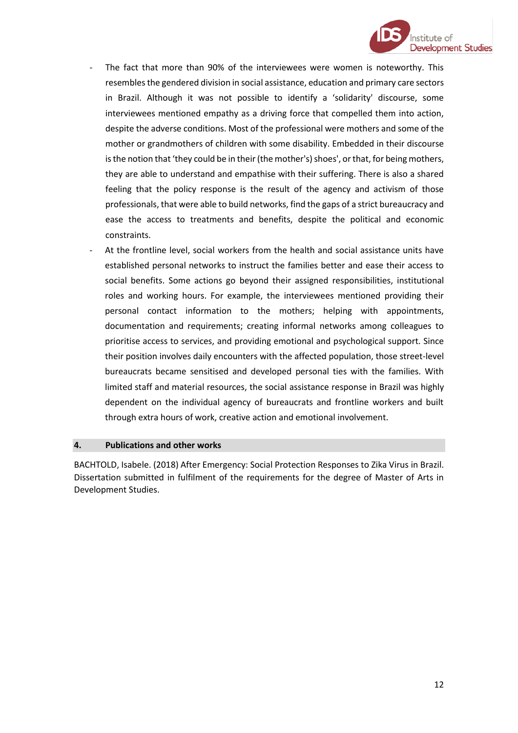- The fact that more than 90% of the interviewees were women is noteworthy. This resembles the gendered division in social assistance, education and primary care sectors in Brazil. Although it was not possible to identify a 'solidarity' discourse, some interviewees mentioned empathy as a driving force that compelled them into action, despite the adverse conditions. Most of the professional were mothers and some of the mother or grandmothers of children with some disability. Embedded in their discourse is the notion that 'they could be in their (the mother's) shoes', or that, for being mothers, they are able to understand and empathise with their suffering. There is also a shared feeling that the policy response is the result of the agency and activism of those professionals, that were able to build networks, find the gaps of a strict bureaucracy and ease the access to treatments and benefits, despite the political and economic constraints.
- At the frontline level, social workers from the health and social assistance units have established personal networks to instruct the families better and ease their access to social benefits. Some actions go beyond their assigned responsibilities, institutional roles and working hours. For example, the interviewees mentioned providing their personal contact information to the mothers; helping with appointments, documentation and requirements; creating informal networks among colleagues to prioritise access to services, and providing emotional and psychological support. Since their position involves daily encounters with the affected population, those street-level bureaucrats became sensitised and developed personal ties with the families. With limited staff and material resources, the social assistance response in Brazil was highly dependent on the individual agency of bureaucrats and frontline workers and built through extra hours of work, creative action and emotional involvement.

## 4. Publications and other works

BACHTOLD, Isabele. (2018) After Emergency: Social Protection Responses to Zika Virus in Brazil. Dissertation submitted in fulfilment of the requirements for the degree of Master of Arts in Development Studies.